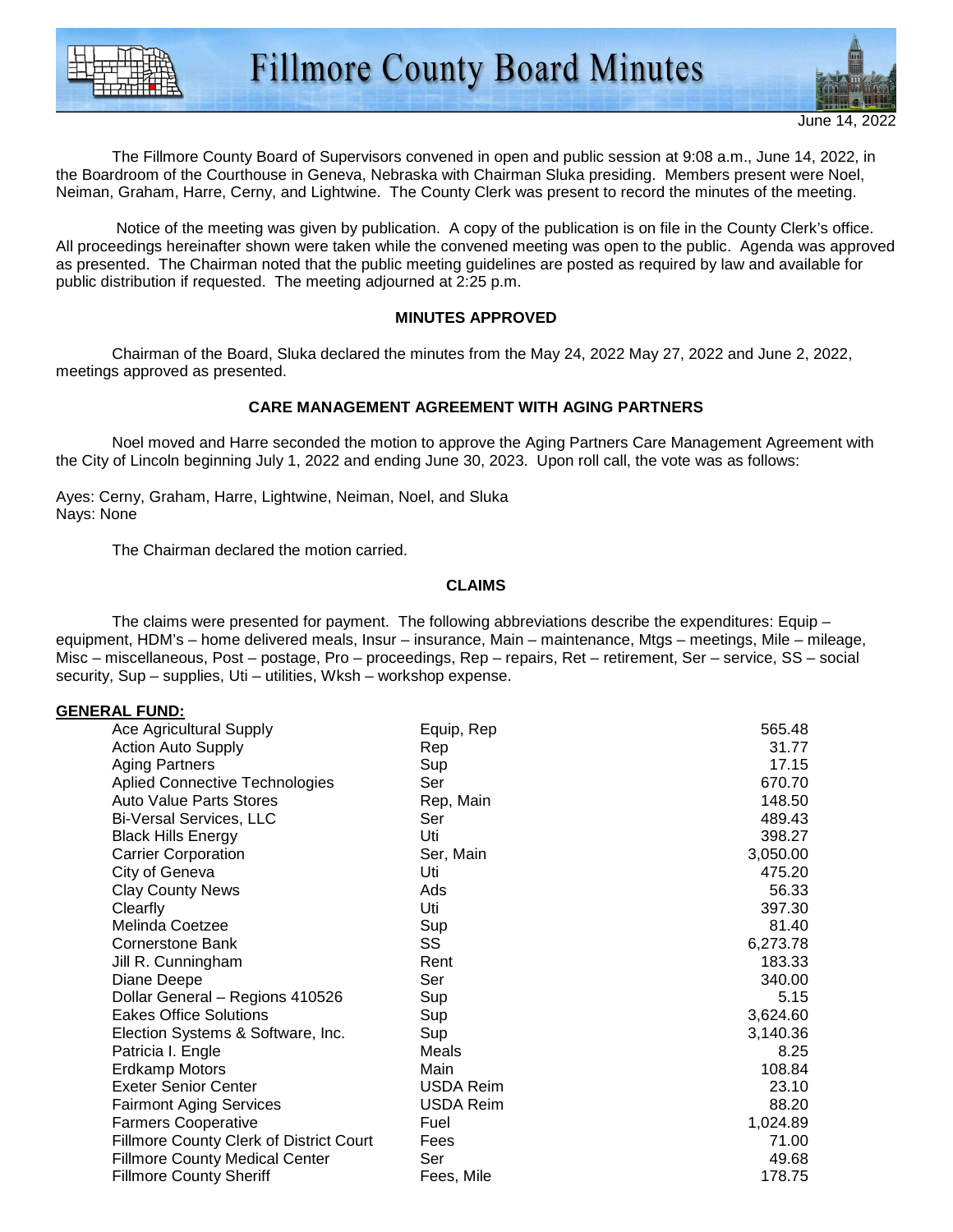# Fillmore County Board Minutes

June 14, 2022

The Fillmore County Board of Supervisors convened in open and public session at 9:08 a.m., June 14, 2022, in the Boardroom of the Courthouse in Geneva, Nebraska with Chairman Sluka presiding. Members present were Noel, Neiman, Graham, Harre, Cerny, and Lightwine. The County Clerk was present to record the minutes of the meeting.

Notice of the meeting was given by publication. A copy of the publication is on file in the County Clerk's office. All proceedings hereinafter shown were taken while the convened meeting was open to the public. Agenda was approved as presented. The Chairman noted that the public meeting guidelines are posted as required by law and available for public distribution if requested. The meeting adjourned at 2:25 p.m.

### MINUTES APPROVED

Chairman of the Board, Sluka declared the minutes from the May 24, 2022 May 27, 2022 and June 2, 2022, meetings approved as presented.

### CARE MANAGEMENT AGREEMENT WITH AGING PARTNERS

Noel moved and Harre seconded the motion to approve the Aging Partners Care Management Agreement with the City of Lincoln beginning July 1, 2022 and ending June 30, 2023. Upon roll call, the vote was as follows:

Ayes: Cerny, Graham, Harre, Lightwine, Neiman, Noel, and Sluka
Nays: None

The Chairman declared the motion carried.

### CLAIMS

The claims were presented for payment. The following abbreviations describe the expenditures: Equip – equipment, HDM's – home delivered meals, Insur – insurance, Main – maintenance, Mtgs – meetings, Mile – mileage, Misc – miscellaneous, Post – postage, Pro – proceedings, Rep – repairs, Ret – retirement, Ser – service, SS – social security, Sup – supplies, Uti – utilities, Wksh – workshop expense.

**GENERAL FUND:**

| | | |
|---|---|---|
| Ace Agricultural Supply | Equip, Rep | 565.48 |
| Action Auto Supply | Rep | 31.77 |
| Aging Partners | Sup | 17.15 |
| Aplied Connective Technologies | Ser | 670.70 |
| Auto Value Parts Stores | Rep, Main | 148.50 |
| Bi-Versal Services, LLC | Ser | 489.43 |
| Black Hills Energy | Uti | 398.27 |
| Carrier Corporation | Ser, Main | 3,050.00 |
| City of Geneva | Uti | 475.20 |
| Clay County News | Ads | 56.33 |
| Clearfly | Uti | 397.30 |
| Melinda Coetzee | Sup | 81.40 |
| Cornerstone Bank | SS | 6,273.78 |
| Jill R. Cunningham | Rent | 183.33 |
| Diane Deepe | Ser | 340.00 |
| Dollar General – Regions 410526 | Sup | 5.15 |
| Eakes Office Solutions | Sup | 3,624.60 |
| Election Systems & Software, Inc. | Sup | 3,140.36 |
| Patricia I. Engle | Meals | 8.25 |
| Erdkamp Motors | Main | 108.84 |
| Exeter Senior Center | USDA Reim | 23.10 |
| Fairmont Aging Services | USDA Reim | 88.20 |
| Farmers Cooperative | Fuel | 1,024.89 |
| Fillmore County Clerk of District Court | Fees | 71.00 |
| Fillmore County Medical Center | Ser | 49.68 |
| Fillmore County Sheriff | Fees, Mile | 178.75 |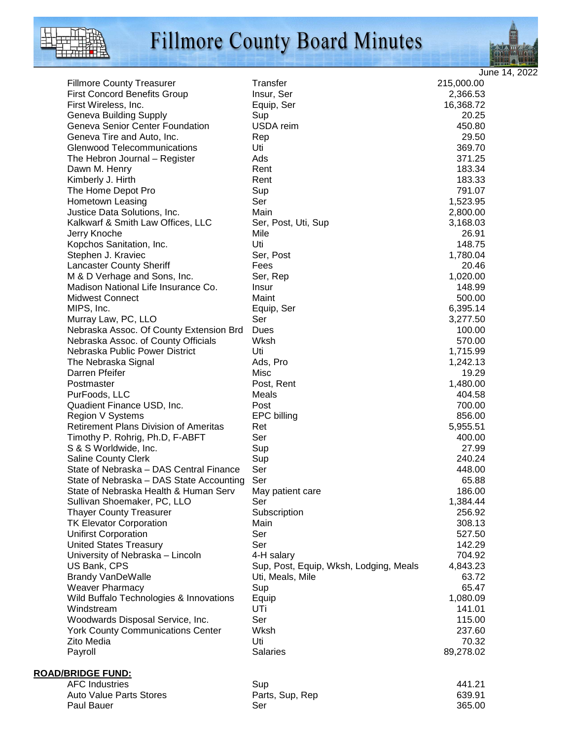| | | |
|---|---|---|
| Fillmore County Treasurer | Transfer | 215,000.00 |
| First Concord Benefits Group | Insur, Ser | 2,366.53 |
| First Wireless, Inc. | Equip, Ser | 16,368.72 |
| Geneva Building Supply | Sup | 20.25 |
| Geneva Senior Center Foundation | USDA reim | 450.80 |
| Geneva Tire and Auto, Inc. | Rep | 29.50 |
| Glenwood Telecommunications | Uti | 369.70 |
| The Hebron Journal – Register | Ads | 371.25 |
| Dawn M. Henry | Rent | 183.34 |
| Kimberly J. Hirth | Rent | 183.33 |
| The Home Depot Pro | Sup | 791.07 |
| Hometown Leasing | Ser | 1,523.95 |
| Justice Data Solutions, Inc. | Main | 2,800.00 |
| Kalkwarf & Smith Law Offices, LLC | Ser, Post, Uti, Sup | 3,168.03 |
| Jerry Knoche | Mile | 26.91 |
| Kopchos Sanitation, Inc. | Uti | 148.75 |
| Stephen J. Kraviec | Ser, Post | 1,780.04 |
| Lancaster County Sheriff | Fees | 20.46 |
| M & D Verhage and Sons, Inc. | Ser, Rep | 1,020.00 |
| Madison National Life Insurance Co. | Insur | 148.99 |
| Midwest Connect | Maint | 500.00 |
| MIPS, Inc. | Equip, Ser | 6,395.14 |
| Murray Law, PC, LLO | Ser | 3,277.50 |
| Nebraska Assoc. Of County Extension Brd | Dues | 100.00 |
| Nebraska Assoc. of County Officials | Wksh | 570.00 |
| Nebraska Public Power District | Uti | 1,715.99 |
| The Nebraska Signal | Ads, Pro | 1,242.13 |
| Darren Pfeifer | Misc | 19.29 |
| Postmaster | Post, Rent | 1,480.00 |
| PurFoods, LLC | Meals | 404.58 |
| Quadient Finance USD, Inc. | Post | 700.00 |
| Region V Systems | EPC billing | 856.00 |
| Retirement Plans Division of Ameritas | Ret | 5,955.51 |
| Timothy P. Rohrig, Ph.D, F-ABFT | Ser | 400.00 |
| S & S Worldwide, Inc. | Sup | 27.99 |
| Saline County Clerk | Sup | 240.24 |
| State of Nebraska – DAS Central Finance | Ser | 448.00 |
| State of Nebraska – DAS State Accounting | Ser | 65.88 |
| State of Nebraska Health & Human Serv | May patient care | 186.00 |
| Sullivan Shoemaker, PC, LLO | Ser | 1,384.44 |
| Thayer County Treasurer | Subscription | 256.92 |
| TK Elevator Corporation | Main | 308.13 |
| Unifirst Corporation | Ser | 527.50 |
| United States Treasury | Ser | 142.29 |
| University of Nebraska – Lincoln | 4-H salary | 704.92 |
| US Bank, CPS | Sup, Post, Equip, Wksh, Lodging, Meals | 4,843.23 |
| Brandy VanDeWalle | Uti, Meals, Mile | 63.72 |
| Weaver Pharmacy | Sup | 65.47 |
| Wild Buffalo Technologies & Innovations | Equip | 1,080.09 |
| Windstream | UTi | 141.01 |
| Woodwards Disposal Service, Inc. | Ser | 115.00 |
| York County Communications Center | Wksh | 237.60 |
| Zito Media | Uti | 70.32 |
| Payroll | Salaries | 89,278.02 |

**ROAD/BRIDGE FUND:**

| | | |
|---|---|---|
| AFC Industries | Sup | 441.21 |
| Auto Value Parts Stores | Parts, Sup, Rep | 639.91 |
| Paul Bauer | Ser | 365.00 |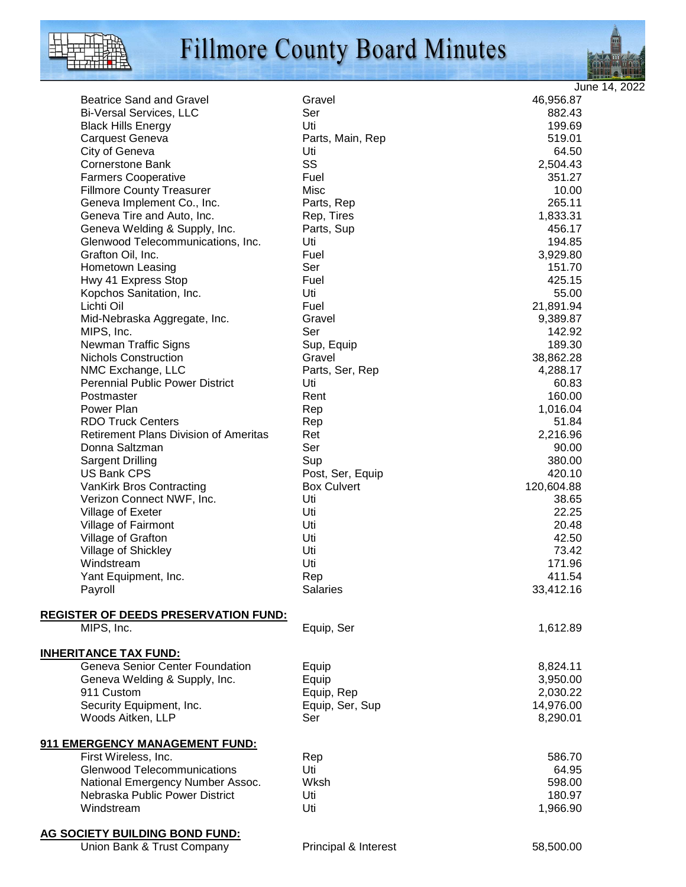June 14, 2022

| | | |
|---|---|---|
| Beatrice Sand and Gravel | Gravel | 46,956.87 |
| Bi-Versal Services, LLC | Ser | 882.43 |
| Black Hills Energy | Uti | 199.69 |
| Carquest Geneva | Parts, Main, Rep | 519.01 |
| City of Geneva | Uti | 64.50 |
| Cornerstone Bank | SS | 2,504.43 |
| Farmers Cooperative | Fuel | 351.27 |
| Fillmore County Treasurer | Misc | 10.00 |
| Geneva Implement Co., Inc. | Parts, Rep | 265.11 |
| Geneva Tire and Auto, Inc. | Rep, Tires | 1,833.31 |
| Geneva Welding & Supply, Inc. | Parts, Sup | 456.17 |
| Glenwood Telecommunications, Inc. | Uti | 194.85 |
| Grafton Oil, Inc. | Fuel | 3,929.80 |
| Hometown Leasing | Ser | 151.70 |
| Hwy 41 Express Stop | Fuel | 425.15 |
| Kopchos Sanitation, Inc. | Uti | 55.00 |
| Lichti Oil | Fuel | 21,891.94 |
| Mid-Nebraska Aggregate, Inc. | Gravel | 9,389.87 |
| MIPS, Inc. | Ser | 142.92 |
| Newman Traffic Signs | Sup, Equip | 189.30 |
| Nichols Construction | Gravel | 38,862.28 |
| NMC Exchange, LLC | Parts, Ser, Rep | 4,288.17 |
| Perennial Public Power District | Uti | 60.83 |
| Postmaster | Rent | 160.00 |
| Power Plan | Rep | 1,016.04 |
| RDO Truck Centers | Rep | 51.84 |
| Retirement Plans Division of Ameritas | Ret | 2,216.96 |
| Donna Saltzman | Ser | 90.00 |
| Sargent Drilling | Sup | 380.00 |
| US Bank CPS | Post, Ser, Equip | 420.10 |
| VanKirk Bros Contracting | Box Culvert | 120,604.88 |
| Verizon Connect NWF, Inc. | Uti | 38.65 |
| Village of Exeter | Uti | 22.25 |
| Village of Fairmont | Uti | 20.48 |
| Village of Grafton | Uti | 42.50 |
| Village of Shickley | Uti | 73.42 |
| Windstream | Uti | 171.96 |
| Yant Equipment, Inc. | Rep | 411.54 |
| Payroll | Salaries | 33,412.16 |

**REGISTER OF DEEDS PRESERVATION FUND:**

| | | |
|---|---|---|
| MIPS, Inc. | Equip, Ser | 1,612.89 |

**INHERITANCE TAX FUND:**

| | | |
|---|---|---|
| Geneva Senior Center Foundation | Equip | 8,824.11 |
| Geneva Welding & Supply, Inc. | Equip | 3,950.00 |
| 911 Custom | Equip, Rep | 2,030.22 |
| Security Equipment, Inc. | Equip, Ser, Sup | 14,976.00 |
| Woods Aitken, LLP | Ser | 8,290.01 |

**911 EMERGENCY MANAGEMENT FUND:**

| | | |
|---|---|---|
| First Wireless, Inc. | Rep | 586.70 |
| Glenwood Telecommunications | Uti | 64.95 |
| National Emergency Number Assoc. | Wksh | 598.00 |
| Nebraska Public Power District | Uti | 180.97 |
| Windstream | Uti | 1,966.90 |

**AG SOCIETY BUILDING BOND FUND:**

| | | |
|---|---|---|
| Union Bank & Trust Company | Principal & Interest | 58,500.00 |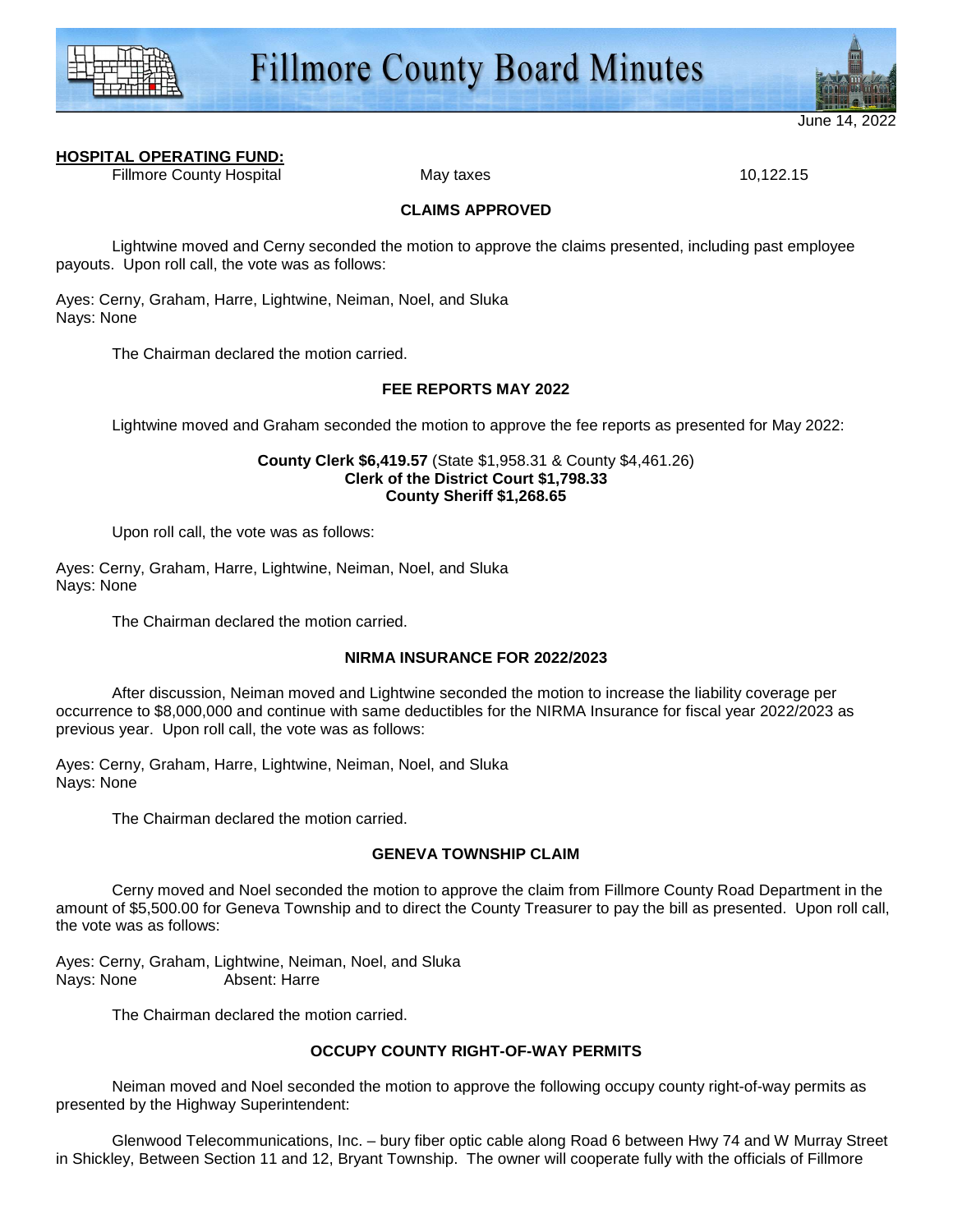**HOSPITAL OPERATING FUND:**

| | | |
|---|---|---|
| Fillmore County Hospital | May taxes | 10,122.15 |

### CLAIMS APPROVED

Lightwine moved and Cerny seconded the motion to approve the claims presented, including past employee payouts. Upon roll call, the vote was as follows:

Ayes: Cerny, Graham, Harre, Lightwine, Neiman, Noel, and Sluka
Nays: None

The Chairman declared the motion carried.

### FEE REPORTS MAY 2022

Lightwine moved and Graham seconded the motion to approve the fee reports as presented for May 2022:

**County Clerk $6,419.57** (State $1,958.31 & County $4,461.26)
**Clerk of the District Court $1,798.33**
**County Sheriff $1,268.65**

Upon roll call, the vote was as follows:

Ayes: Cerny, Graham, Harre, Lightwine, Neiman, Noel, and Sluka
Nays: None

The Chairman declared the motion carried.

### NIRMA INSURANCE FOR 2022/2023

After discussion, Neiman moved and Lightwine seconded the motion to increase the liability coverage per occurrence to $8,000,000 and continue with same deductibles for the NIRMA Insurance for fiscal year 2022/2023 as previous year. Upon roll call, the vote was as follows:

Ayes: Cerny, Graham, Harre, Lightwine, Neiman, Noel, and Sluka
Nays: None

The Chairman declared the motion carried.

### GENEVA TOWNSHIP CLAIM

Cerny moved and Noel seconded the motion to approve the claim from Fillmore County Road Department in the amount of $5,500.00 for Geneva Township and to direct the County Treasurer to pay the bill as presented. Upon roll call, the vote was as follows:

Ayes: Cerny, Graham, Lightwine, Neiman, Noel, and Sluka
Nays: None Absent: Harre

The Chairman declared the motion carried.

### OCCUPY COUNTY RIGHT-OF-WAY PERMITS

Neiman moved and Noel seconded the motion to approve the following occupy county right-of-way permits as presented by the Highway Superintendent:

Glenwood Telecommunications, Inc. – bury fiber optic cable along Road 6 between Hwy 74 and W Murray Street in Shickley, Between Section 11 and 12, Bryant Township. The owner will cooperate fully with the officials of Fillmore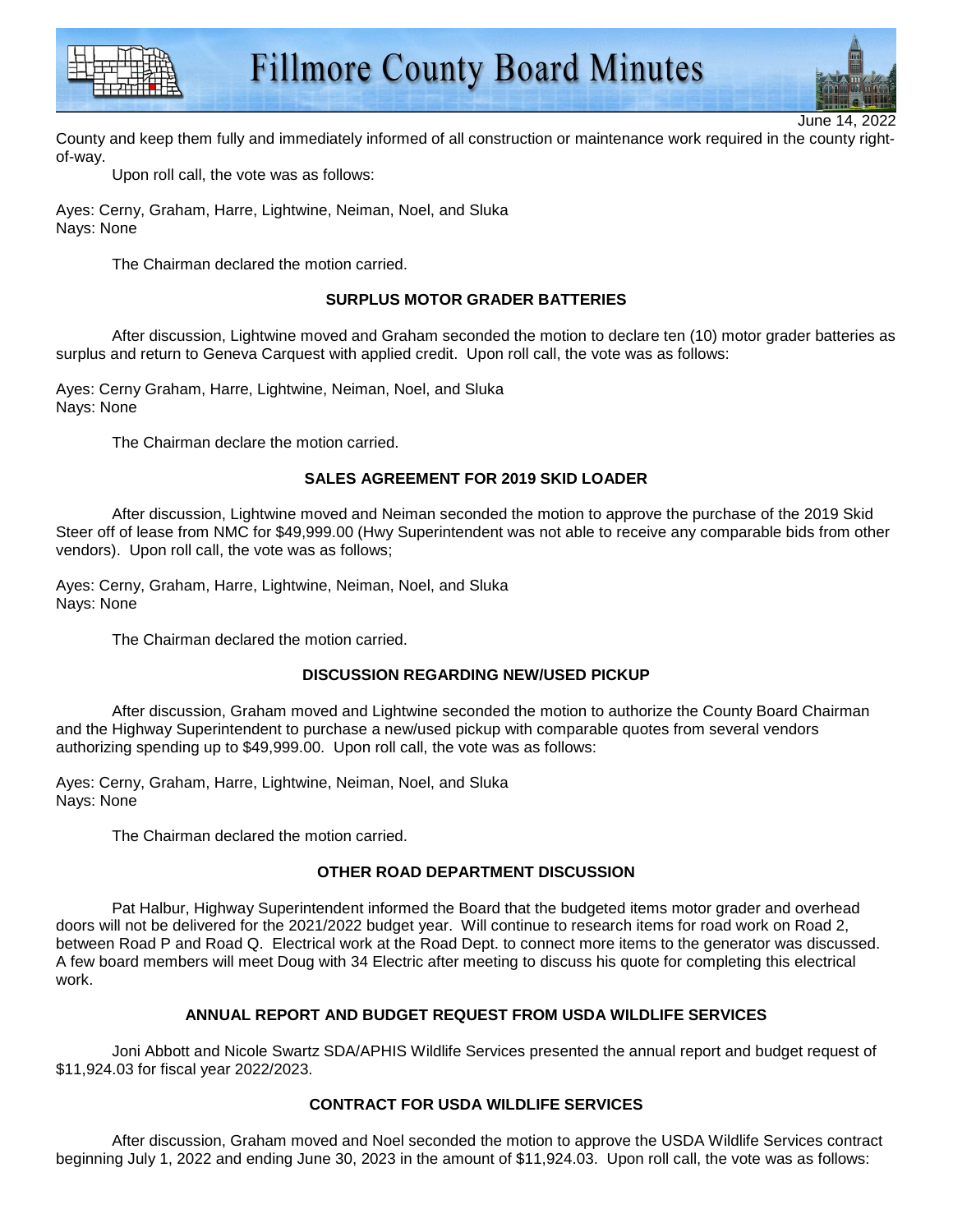County and keep them fully and immediately informed of all construction or maintenance work required in the county right-of-way.

Upon roll call, the vote was as follows:

Ayes: Cerny, Graham, Harre, Lightwine, Neiman, Noel, and Sluka
Nays: None

The Chairman declared the motion carried.

**SURPLUS MOTOR GRADER BATTERIES**

After discussion, Lightwine moved and Graham seconded the motion to declare ten (10) motor grader batteries as surplus and return to Geneva Carquest with applied credit. Upon roll call, the vote was as follows:

Ayes: Cerny Graham, Harre, Lightwine, Neiman, Noel, and Sluka
Nays: None

The Chairman declare the motion carried.

**SALES AGREEMENT FOR 2019 SKID LOADER**

After discussion, Lightwine moved and Neiman seconded the motion to approve the purchase of the 2019 Skid Steer off of lease from NMC for $49,999.00 (Hwy Superintendent was not able to receive any comparable bids from other vendors). Upon roll call, the vote was as follows;

Ayes: Cerny, Graham, Harre, Lightwine, Neiman, Noel, and Sluka
Nays: None

The Chairman declared the motion carried.

**DISCUSSION REGARDING NEW/USED PICKUP**

After discussion, Graham moved and Lightwine seconded the motion to authorize the County Board Chairman and the Highway Superintendent to purchase a new/used pickup with comparable quotes from several vendors authorizing spending up to $49,999.00. Upon roll call, the vote was as follows:

Ayes: Cerny, Graham, Harre, Lightwine, Neiman, Noel, and Sluka
Nays: None

The Chairman declared the motion carried.

**OTHER ROAD DEPARTMENT DISCUSSION**

Pat Halbur, Highway Superintendent informed the Board that the budgeted items motor grader and overhead doors will not be delivered for the 2021/2022 budget year. Will continue to research items for road work on Road 2, between Road P and Road Q. Electrical work at the Road Dept. to connect more items to the generator was discussed. A few board members will meet Doug with 34 Electric after meeting to discuss his quote for completing this electrical work.

**ANNUAL REPORT AND BUDGET REQUEST FROM USDA WILDLIFE SERVICES**

Joni Abbott and Nicole Swartz SDA/APHIS Wildlife Services presented the annual report and budget request of $11,924.03 for fiscal year 2022/2023.

**CONTRACT FOR USDA WILDLIFE SERVICES**

After discussion, Graham moved and Noel seconded the motion to approve the USDA Wildlife Services contract beginning July 1, 2022 and ending June 30, 2023 in the amount of $11,924.03. Upon roll call, the vote was as follows: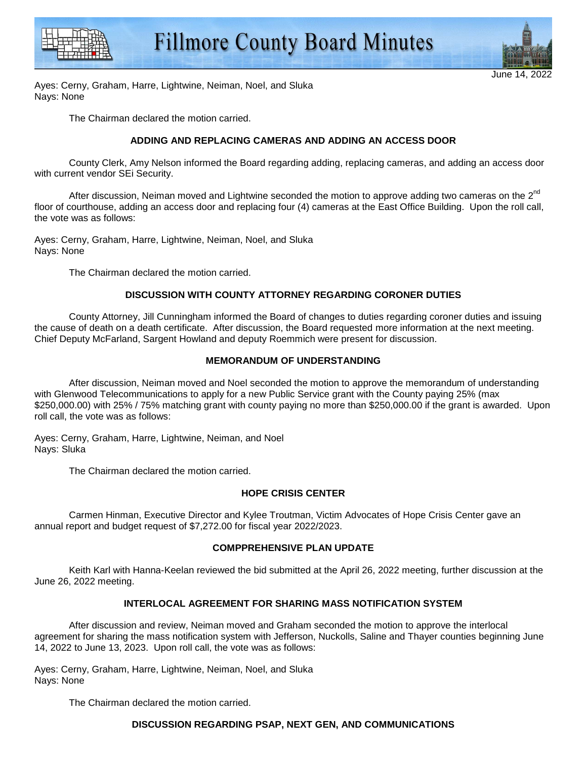Ayes: Cerny, Graham, Harre, Lightwine, Neiman, Noel, and Sluka
Nays: None

The Chairman declared the motion carried.

**ADDING AND REPLACING CAMERAS AND ADDING AN ACCESS DOOR**

County Clerk, Amy Nelson informed the Board regarding adding, replacing cameras, and adding an access door with current vendor SEi Security.

After discussion, Neiman moved and Lightwine seconded the motion to approve adding two cameras on the 2nd floor of courthouse, adding an access door and replacing four (4) cameras at the East Office Building. Upon the roll call, the vote was as follows:

Ayes: Cerny, Graham, Harre, Lightwine, Neiman, Noel, and Sluka
Nays: None

The Chairman declared the motion carried.

**DISCUSSION WITH COUNTY ATTORNEY REGARDING CORONER DUTIES**

County Attorney, Jill Cunningham informed the Board of changes to duties regarding coroner duties and issuing the cause of death on a death certificate. After discussion, the Board requested more information at the next meeting. Chief Deputy McFarland, Sargent Howland and deputy Roemmich were present for discussion.

**MEMORANDUM OF UNDERSTANDING**

After discussion, Neiman moved and Noel seconded the motion to approve the memorandum of understanding with Glenwood Telecommunications to apply for a new Public Service grant with the County paying 25% (max $250,000.00) with 25% / 75% matching grant with county paying no more than $250,000.00 if the grant is awarded. Upon roll call, the vote was as follows:

Ayes: Cerny, Graham, Harre, Lightwine, Neiman, and Noel
Nays: Sluka

The Chairman declared the motion carried.

**HOPE CRISIS CENTER**

Carmen Hinman, Executive Director and Kylee Troutman, Victim Advocates of Hope Crisis Center gave an annual report and budget request of $7,272.00 for fiscal year 2022/2023.

**COMPPREHENSIVE PLAN UPDATE**

Keith Karl with Hanna-Keelan reviewed the bid submitted at the April 26, 2022 meeting, further discussion at the June 26, 2022 meeting.

**INTERLOCAL AGREEMENT FOR SHARING MASS NOTIFICATION SYSTEM**

After discussion and review, Neiman moved and Graham seconded the motion to approve the interlocal agreement for sharing the mass notification system with Jefferson, Nuckolls, Saline and Thayer counties beginning June 14, 2022 to June 13, 2023. Upon roll call, the vote was as follows:

Ayes: Cerny, Graham, Harre, Lightwine, Neiman, Noel, and Sluka
Nays: None

The Chairman declared the motion carried.

**DISCUSSION REGARDING PSAP, NEXT GEN, AND COMMUNICATIONS**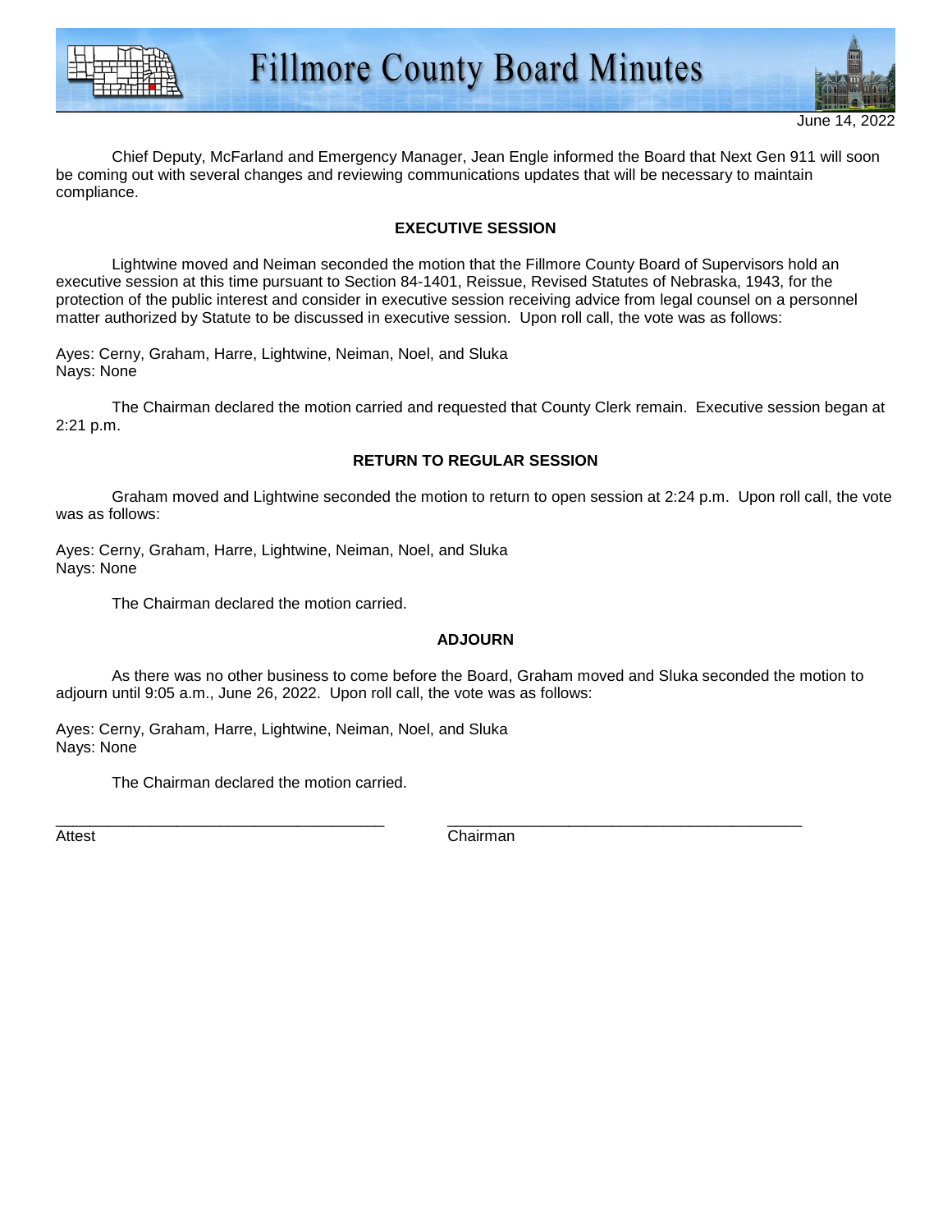June 14, 2022

Chief Deputy, McFarland and Emergency Manager, Jean Engle informed the Board that Next Gen 911 will soon be coming out with several changes and reviewing communications updates that will be necessary to maintain compliance.

**EXECUTIVE SESSION**

Lightwine moved and Neiman seconded the motion that the Fillmore County Board of Supervisors hold an executive session at this time pursuant to Section 84-1401, Reissue, Revised Statutes of Nebraska, 1943, for the protection of the public interest and consider in executive session receiving advice from legal counsel on a personnel matter authorized by Statute to be discussed in executive session. Upon roll call, the vote was as follows:

Ayes: Cerny, Graham, Harre, Lightwine, Neiman, Noel, and Sluka
Nays: None

The Chairman declared the motion carried and requested that County Clerk remain. Executive session began at 2:21 p.m.

**RETURN TO REGULAR SESSION**

Graham moved and Lightwine seconded the motion to return to open session at 2:24 p.m. Upon roll call, the vote was as follows:

Ayes: Cerny, Graham, Harre, Lightwine, Neiman, Noel, and Sluka
Nays: None

The Chairman declared the motion carried.

**ADJOURN**

As there was no other business to come before the Board, Graham moved and Sluka seconded the motion to adjourn until 9:05 a.m., June 26, 2022. Upon roll call, the vote was as follows:

Ayes: Cerny, Graham, Harre, Lightwine, Neiman, Noel, and Sluka
Nays: None

The Chairman declared the motion carried.

\_\_\_\_\_\_\_\_\_\_\_\_\_\_\_\_\_\_\_\_\_\_\_\_\_\_\_\_\_\_\_\_\_\_\_\_\_\_\_\_ \_\_\_\_\_\_\_\_\_\_\_\_\_\_\_\_\_\_\_\_\_\_\_\_\_\_\_\_\_\_\_\_\_\_\_\_\_\_\_\_\_\_\_\_

Attest Chairman